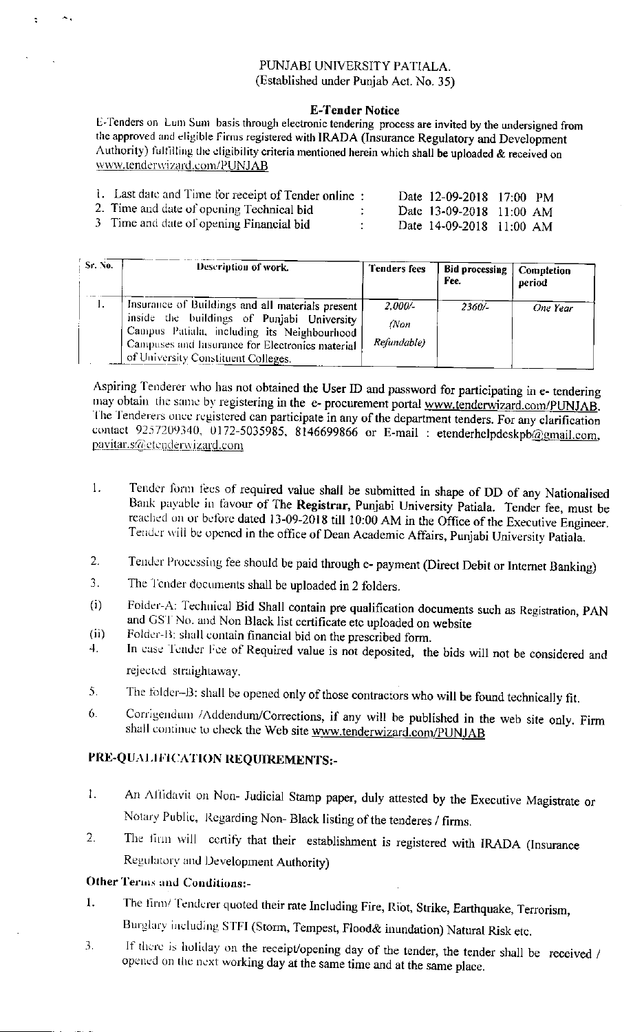# PUNJABI UNIVERSITY PATIALA.

(Established under Punjab Act. No. 35)

## E-Tender Notice

E-Tenders on Lum Sum basis through electronic tendering process are invited by the undersigned from the approved and eligible Firms registered with IRADA (Insurance Regulatory and Development Authority) fulfilling the eligibility criteria mentioned herein which shall be uploaded & received on www.tenderwizard.com/PUNJAB

| | | |
|---|---|---|
| 1. Last date and Time for receipt of Tender online | : | Date 12-09-2018 17:00 PM |
| 2. Time and date of opening Technical bid | : | Date 13-09-2018 11:00 AM |
| 3 Time and date of opening Financial bid | : | Date 14-09-2018 11:00 AM |

| Sr. No. | Description of work. | Tenders fees | Bid processing Fee. | Completion period |
|---|---|---|---|---|
| 1. | Insurance of Buildings and all materials present inside the buildings of Punjabi University Campus Patiala, including its Neighbourhood Campuses and Insurance for Electronics material of University Constituent Colleges. | *2,000/- (Non Refundable)* | *2360/-* | *One Year* |

Aspiring Tenderer who has not obtained the User ID and password for participating in e- tendering may obtain the same by registering in the e- procurement portal www.tenderwizard.com/PUNJAB. The Tenderers once registered can participate in any of the department tenders. For any clarification contact 9257209340, 0172-5035985, 8146699866 or E-mail : etenderhelpdeskpb@gmail.com, pavitar.s@etenderwizard.com

1. Tender form fees of required value shall be submitted in shape of DD of any Nationalised Bank payable in favour of The **Registrar**, Punjabi University Patiala. Tender fee, must be reached on or before dated 13-09-2018 till 10:00 AM in the Office of the Executive Engineer. Tender will be opened in the office of Dean Academic Affairs, Punjabi University Patiala.
2. Tender Processing fee should be paid through e- payment (Direct Debit or Internet Banking)
3. The Tender documents shall be uploaded in 2 folders.
   - (i) Folder-A: Technical Bid Shall contain pre qualification documents such as Registration, PAN and GST No. and Non Black list certificate etc uploaded on website
   - (ii) Folder-B: shall contain financial bid on the prescribed form.
4. In case Tender Fee of Required value is not deposited, the bids will not be considered and rejected straightaway.
5. The folder–B: shall be opened only of those contractors who will be found technically fit.
6. Corrigendum /Addendum/Corrections, if any will be published in the web site only. Firm shall continue to check the Web site www.tenderwizard.com/PUNJAB

## PRE-QUALIFICATION REQUIREMENTS:-

1. An Affidavit on Non- Judicial Stamp paper, duly attested by the Executive Magistrate or Notary Public, Regarding Non- Black listing of the tenderes / firms.
2. The firm will certify that their establishment is registered with IRADA (Insurance Regulatory and Development Authority)

### Other Terms and Conditions:-

1. The firm/ Tenderer quoted their rate Including Fire, Riot, Strike, Earthquake, Terrorism, Burglary including STFI (Storm, Tempest, Flood& inundation) Natural Risk etc.

3. If there is holiday on the receipt/opening day of the tender, the tender shall be received / opened on the next working day at the same time and at the same place.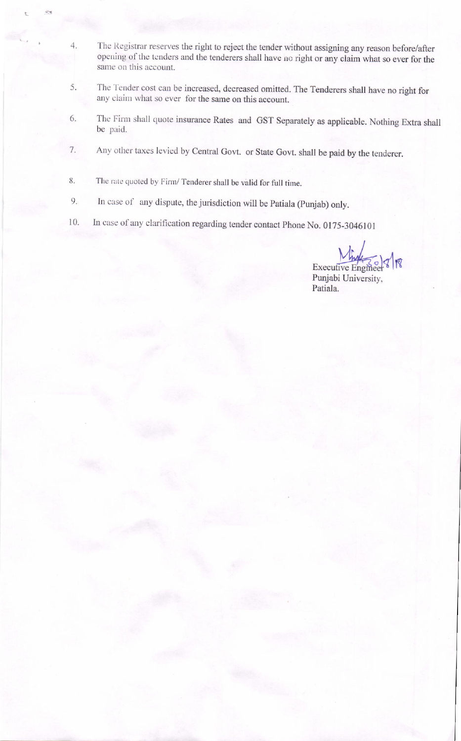4. The Registrar reserves the right to reject the tender without assigning any reason before/after opening of the tenders and the tenderers shall have no right or any claim what so ever for the same on this account.

5. The Tender cost can be increased, decreased omitted. The Tenderers shall have no right for any claim what so ever for the same on this account.

6. The Firm shall quote insurance Rates and GST Separately as applicable. Nothing Extra shall be paid.

7. Any other taxes levied by Central Govt. or State Govt. shall be paid by the tenderer.

8. The rate quoted by Firm/ Tenderer shall be valid for full time.

9. In case of any dispute, the jurisdiction will be Patiala (Punjab) only.

10. In case of any clarification regarding tender contact Phone No. 0175-3046101

30/8/18

Executive Engineer
Punjabi University,
Patiala.